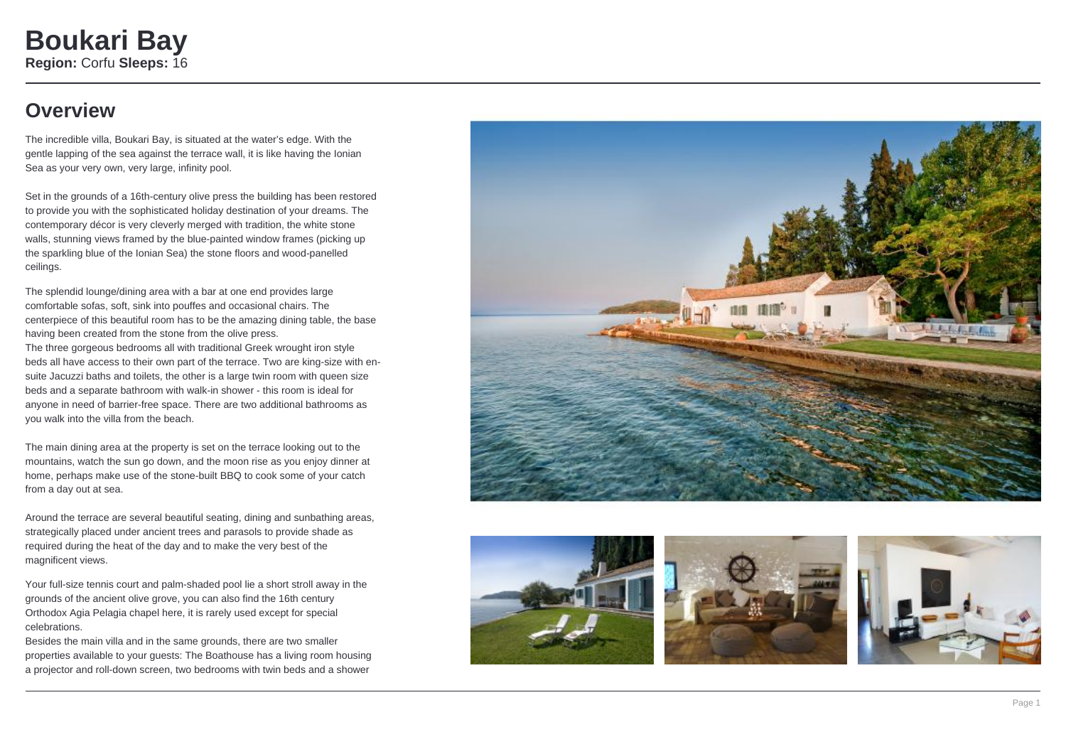# Boukari Bay

**Region:** Corfu **Sleeps:** 16

## Overview

The incredible villa, Boukari Bay, is situated at the water's edge. With the gentle lapping of the sea against the terrace wall, it is like having the Ionian Sea as your very own, very large, infinity pool.

Set in the grounds of a 16th-century olive press the building has been restored to provide you with the sophisticated holiday destination of your dreams. The contemporary décor is very cleverly merged with tradition, the white stone walls, stunning views framed by the blue-painted window frames (picking up the sparkling blue of the Ionian Sea) the stone floors and wood-panelled ceilings.

The splendid lounge/dining area with a bar at one end provides large comfortable sofas, soft, sink into pouffes and occasional chairs. The centerpiece of this beautiful room has to be the amazing dining table, the base having been created from the stone from the olive press.
The three gorgeous bedrooms all with traditional Greek wrought iron style beds all have access to their own part of the terrace. Two are king-size with en-suite Jacuzzi baths and toilets, the other is a large twin room with queen size beds and a separate bathroom with walk-in shower - this room is ideal for anyone in need of barrier-free space. There are two additional bathrooms as you walk into the villa from the beach.

The main dining area at the property is set on the terrace looking out to the mountains, watch the sun go down, and the moon rise as you enjoy dinner at home, perhaps make use of the stone-built BBQ to cook some of your catch from a day out at sea.

Around the terrace are several beautiful seating, dining and sunbathing areas, strategically placed under ancient trees and parasols to provide shade as required during the heat of the day and to make the very best of the magnificent views.

Your full-size tennis court and palm-shaded pool lie a short stroll away in the grounds of the ancient olive grove, you can also find the 16th century Orthodox Agia Pelagia chapel here, it is rarely used except for special celebrations.
Besides the main villa and in the same grounds, there are two smaller properties available to your guests: The Boathouse has a living room housing a projector and roll-down screen, two bedrooms with twin beds and a shower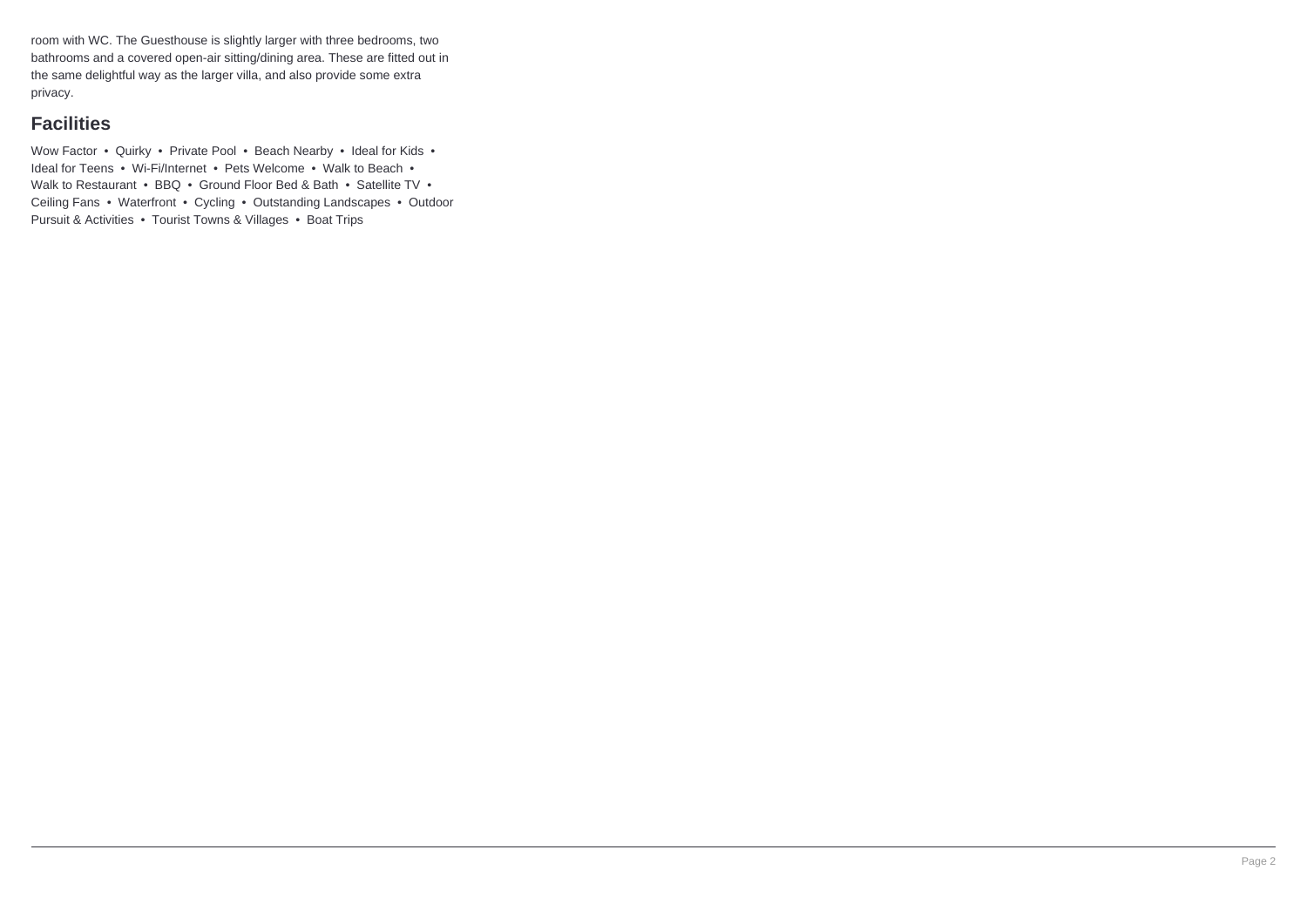room with WC. The Guesthouse is slightly larger with three bedrooms, two bathrooms and a covered open-air sitting/dining area. These are fitted out in the same delightful way as the larger villa, and also provide some extra privacy.

## Facilities

Wow Factor • Quirky • Private Pool • Beach Nearby • Ideal for Kids • Ideal for Teens • Wi-Fi/Internet • Pets Welcome • Walk to Beach • Walk to Restaurant • BBQ • Ground Floor Bed & Bath • Satellite TV • Ceiling Fans • Waterfront • Cycling • Outstanding Landscapes • Outdoor Pursuit & Activities • Tourist Towns & Villages • Boat Trips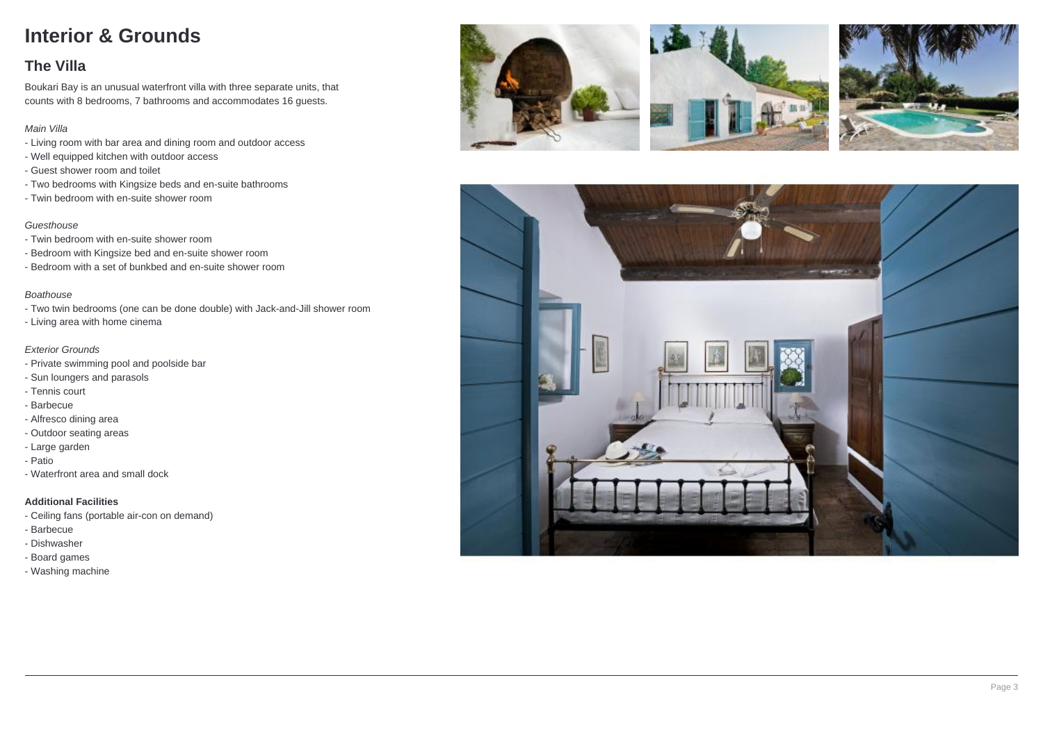# Interior & Grounds

## The Villa

Boukari Bay is an unusual waterfront villa with three separate units, that counts with 8 bedrooms, 7 bathrooms and accommodates 16 guests.

*Main Villa*

- Living room with bar area and dining room and outdoor access
- Well equipped kitchen with outdoor access
- Guest shower room and toilet
- Two bedrooms with Kingsize beds and en-suite bathrooms
- Twin bedroom with en-suite shower room

*Guesthouse*

- Twin bedroom with en-suite shower room
- Bedroom with Kingsize bed and en-suite shower room
- Bedroom with a set of bunkbed and en-suite shower room

*Boathouse*

- Two twin bedrooms (one can be done double) with Jack-and-Jill shower room
- Living area with home cinema

*Exterior Grounds*

- Private swimming pool and poolside bar
- Sun loungers and parasols
- Tennis court
- Barbecue
- Alfresco dining area
- Outdoor seating areas
- Large garden
- Patio
- Waterfront area and small dock

**Additional Facilities**

- Ceiling fans (portable air-con on demand)
- Barbecue
- Dishwasher
- Board games
- Washing machine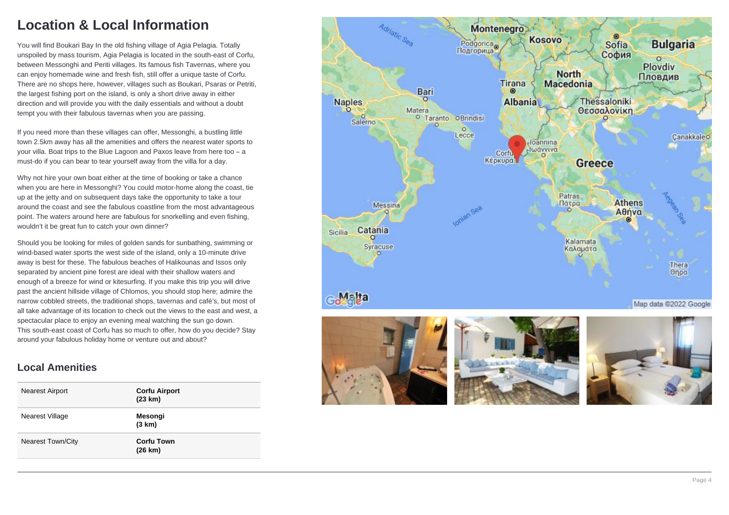# Location & Local Information

You will find Boukari Bay In the old fishing village of Agia Pelagia. Totally unspoiled by mass tourism, Agia Pelagia is located in the south-east of Corfu, between Messonghi and Periti villages. Its famous fish Tavernas, where you can enjoy homemade wine and fresh fish, still offer a unique taste of Corfu. There are no shops here, however, villages such as Boukari, Psaras or Petriti, the largest fishing port on the island, is only a short drive away in either direction and will provide you with the daily essentials and without a doubt tempt you with their fabulous tavernas when you are passing.

If you need more than these villages can offer, Messonghi, a bustling little town 2.5km away has all the amenities and offers the nearest water sports to your villa. Boat trips to the Blue Lagoon and Paxos leave from here too – a must-do if you can bear to tear yourself away from the villa for a day.

Why not hire your own boat either at the time of booking or take a chance when you are here in Messonghi? You could motor-home along the coast, tie up at the jetty and on subsequent days take the opportunity to take a tour around the coast and see the fabulous coastline from the most advantageous point. The waters around here are fabulous for snorkelling and even fishing, wouldn't it be great fun to catch your own dinner?

Should you be looking for miles of golden sands for sunbathing, swimming or wind-based water sports the west side of the island, only a 10-minute drive away is best for these. The fabulous beaches of Halikounas and Issos only separated by ancient pine forest are ideal with their shallow waters and enough of a breeze for wind or kitesurfing. If you make this trip you will drive past the ancient hillside village of Chlomos, you should stop here; admire the narrow cobbled streets, the traditional shops, tavernas and café's, but most of all take advantage of its location to check out the views to the east and west, a spectacular place to enjoy an evening meal watching the sun go down.
This south-east coast of Corfu has so much to offer, how do you decide? Stay around your fabulous holiday home or venture out and about?

## Local Amenities

| | |
|---|---|
| Nearest Airport | **Corfu Airport (23 km)** |
| Nearest Village | **Mesongi (3 km)** |
| Nearest Town/City | **Corfu Town (26 km)** |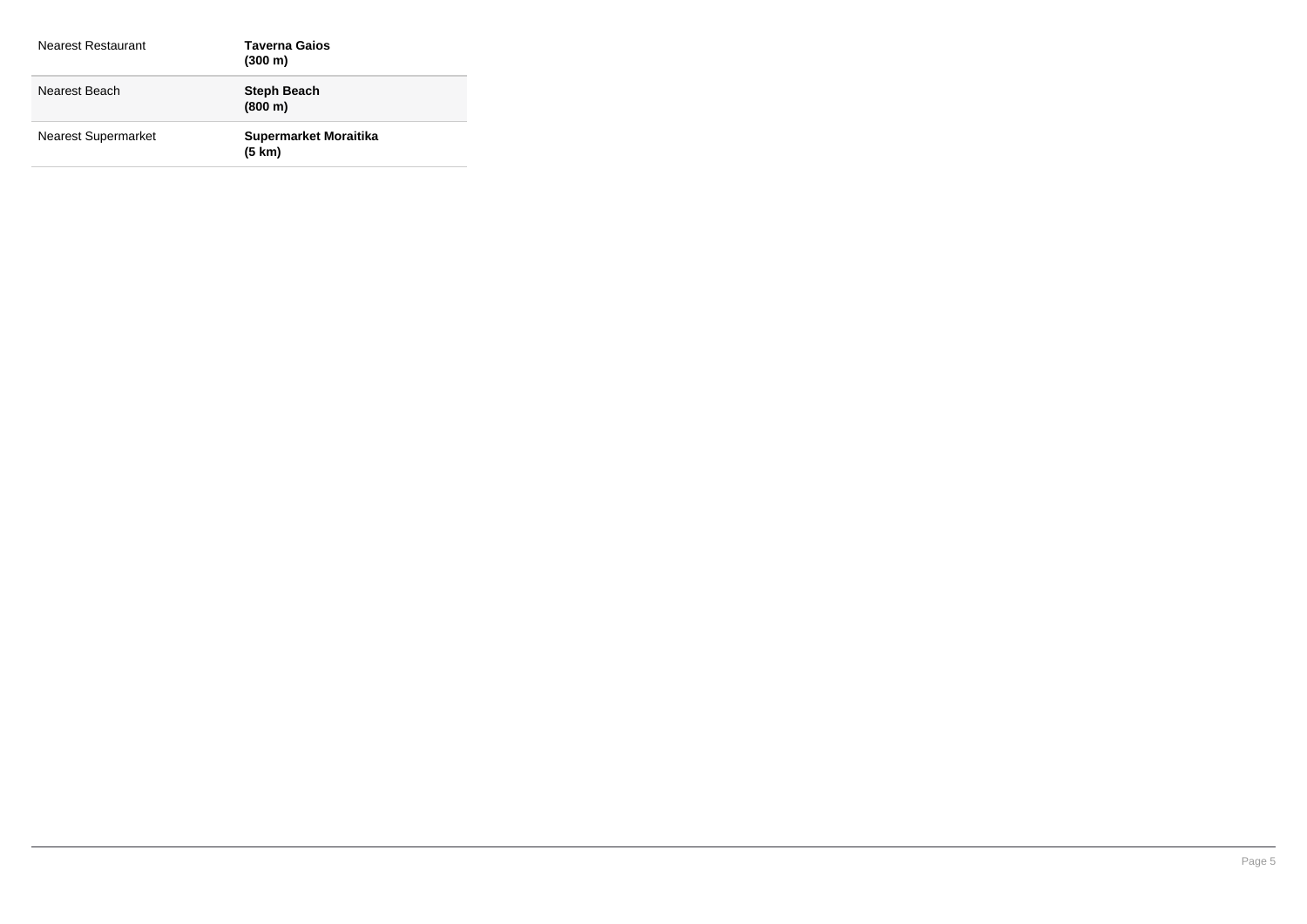| | |
|---|---|
| Nearest Restaurant | **Taverna Gaios (300 m)** |
| Nearest Beach | **Steph Beach (800 m)** |
| Nearest Supermarket | **Supermarket Moraitika (5 km)** |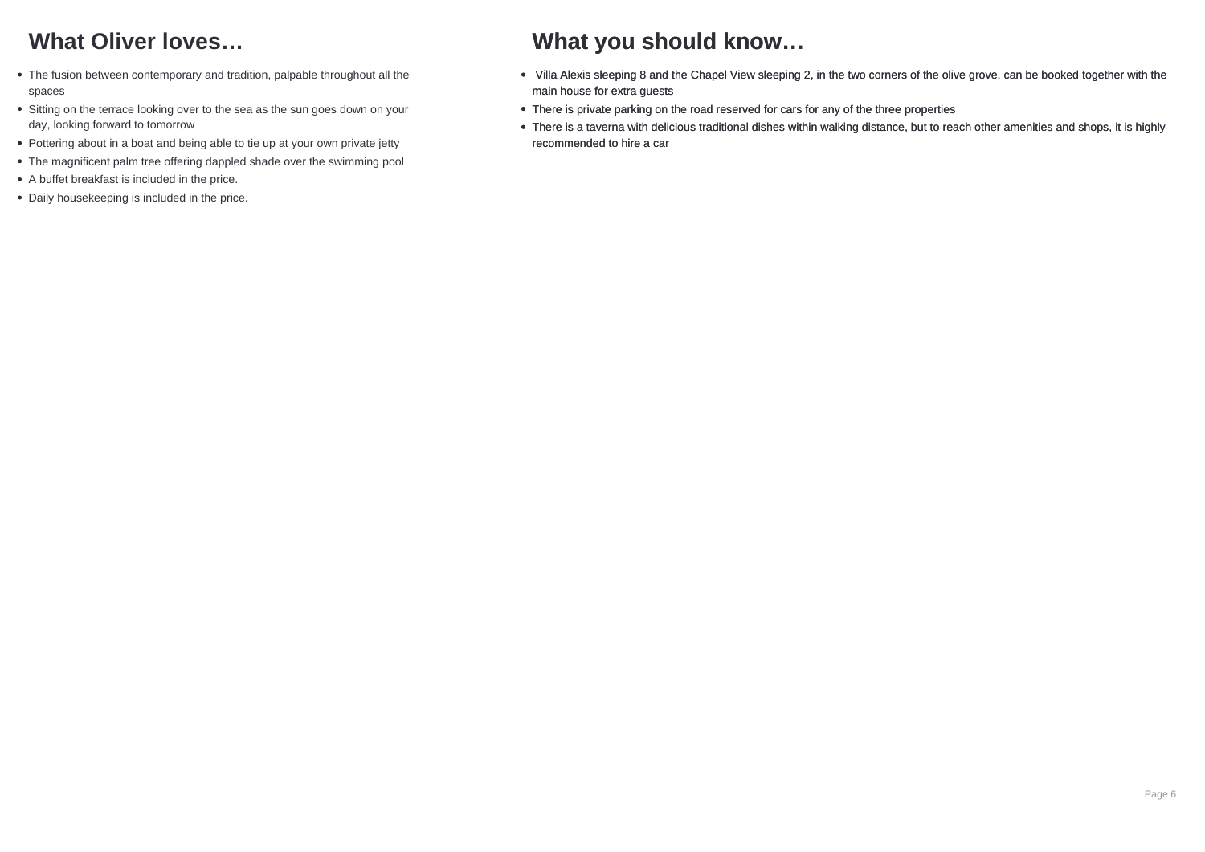## What Oliver loves…

- The fusion between contemporary and tradition, palpable throughout all the spaces
- Sitting on the terrace looking over to the sea as the sun goes down on your day, looking forward to tomorrow
- Pottering about in a boat and being able to tie up at your own private jetty
- The magnificent palm tree offering dappled shade over the swimming pool
- A buffet breakfast is included in the price.
- Daily housekeeping is included in the price.

## What you should know…

- Villa Alexis sleeping 8 and the Chapel View sleeping 2, in the two corners of the olive grove, can be booked together with the main house for extra guests
- There is private parking on the road reserved for cars for any of the three properties
- There is a taverna with delicious traditional dishes within walking distance, but to reach other amenities and shops, it is highly recommended to hire a car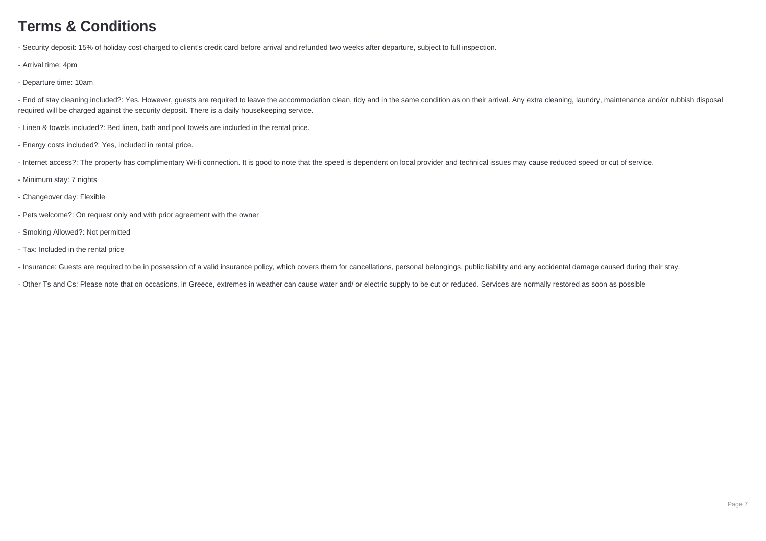# Terms & Conditions

- Security deposit: 15% of holiday cost charged to client's credit card before arrival and refunded two weeks after departure, subject to full inspection.

- Arrival time: 4pm

- Departure time: 10am

- End of stay cleaning included?: Yes. However, guests are required to leave the accommodation clean, tidy and in the same condition as on their arrival. Any extra cleaning, laundry, maintenance and/or rubbish disposal required will be charged against the security deposit. There is a daily housekeeping service.

- Linen & towels included?: Bed linen, bath and pool towels are included in the rental price.

- Energy costs included?: Yes, included in rental price.

- Internet access?: The property has complimentary Wi-fi connection. It is good to note that the speed is dependent on local provider and technical issues may cause reduced speed or cut of service.

- Minimum stay: 7 nights

- Changeover day: Flexible

- Pets welcome?: On request only and with prior agreement with the owner

- Smoking Allowed?: Not permitted

- Tax: Included in the rental price

- Insurance: Guests are required to be in possession of a valid insurance policy, which covers them for cancellations, personal belongings, public liability and any accidental damage caused during their stay.

- Other Ts and Cs: Please note that on occasions, in Greece, extremes in weather can cause water and/ or electric supply to be cut or reduced. Services are normally restored as soon as possible